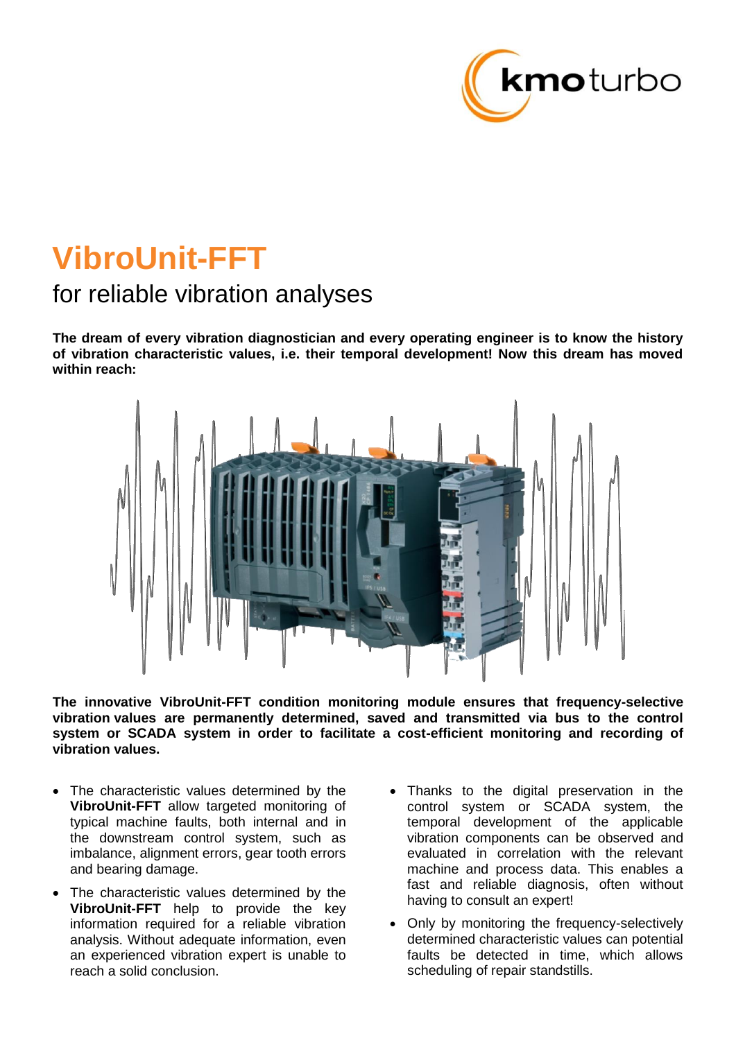# VibroUnit-FFT

## for reliable vibration analyses

**The dream of every vibration diagnostician and every operating engineer is to know the history of vibration characteristic values, i.e. their temporal development! Now this dream has moved within reach:**

**The innovative VibroUnit-FFT condition monitoring module ensures that frequency-selective vibration values are permanently determined, saved and transmitted via bus to the control system or SCADA system in order to facilitate a cost-efficient monitoring and recording of vibration values.**

- The characteristic values determined by the **VibroUnit-FFT** allow targeted monitoring of typical machine faults, both internal and in the downstream control system, such as imbalance, alignment errors, gear tooth errors and bearing damage.
- The characteristic values determined by the **VibroUnit-FFT** help to provide the key information required for a reliable vibration analysis. Without adequate information, even an experienced vibration expert is unable to reach a solid conclusion.
- Thanks to the digital preservation in the control system or SCADA system, the temporal development of the applicable vibration components can be observed and evaluated in correlation with the relevant machine and process data. This enables a fast and reliable diagnosis, often without having to consult an expert!
- Only by monitoring the frequency-selectively determined characteristic values can potential faults be detected in time, which allows scheduling of repair standstills.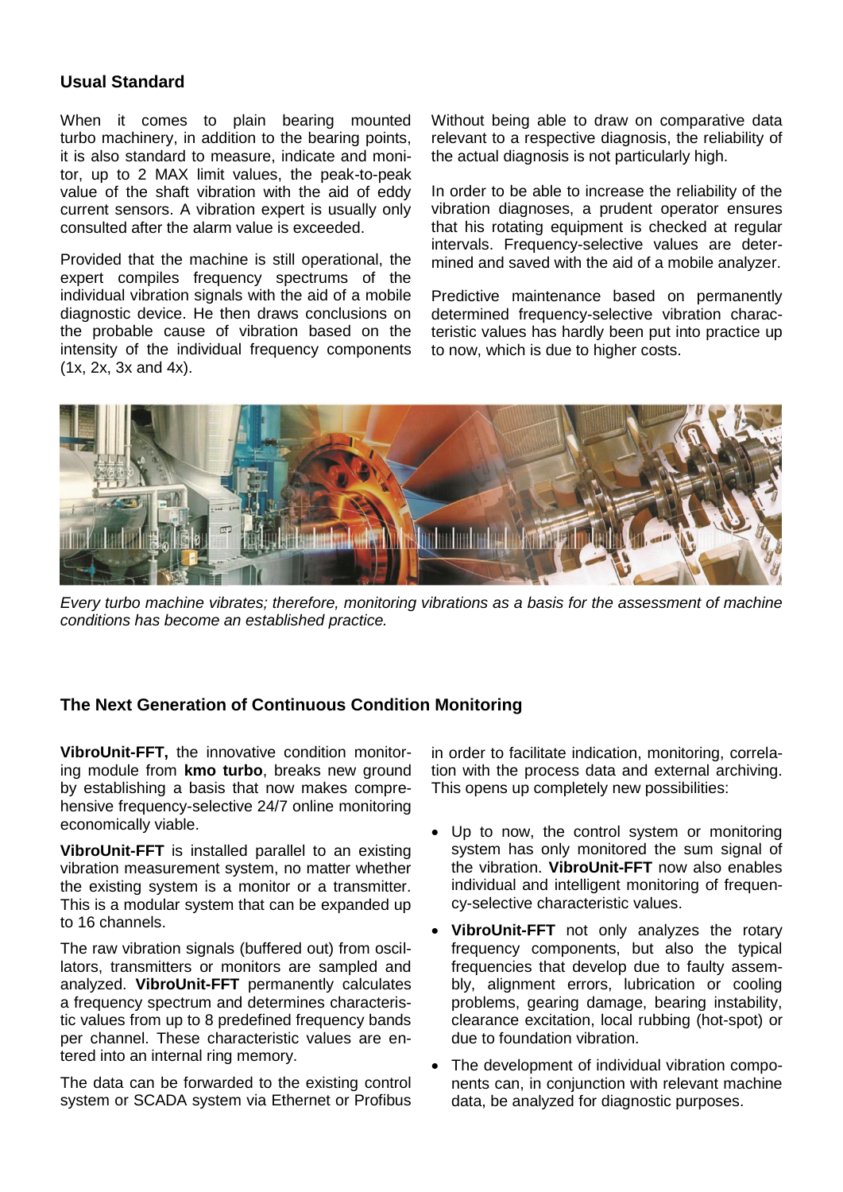## Usual Standard

When it comes to plain bearing mounted turbo machinery, in addition to the bearing points, it is also standard to measure, indicate and monitor, up to 2 MAX limit values, the peak-to-peak value of the shaft vibration with the aid of eddy current sensors. A vibration expert is usually only consulted after the alarm value is exceeded.

Provided that the machine is still operational, the expert compiles frequency spectrums of the individual vibration signals with the aid of a mobile diagnostic device. He then draws conclusions on the probable cause of vibration based on the intensity of the individual frequency components (1x, 2x, 3x and 4x).

Without being able to draw on comparative data relevant to a respective diagnosis, the reliability of the actual diagnosis is not particularly high.

In order to be able to increase the reliability of the vibration diagnoses, a prudent operator ensures that his rotating equipment is checked at regular intervals. Frequency-selective values are determined and saved with the aid of a mobile analyzer.

Predictive maintenance based on permanently determined frequency-selective vibration characteristic values has hardly been put into practice up to now, which is due to higher costs.

*Every turbo machine vibrates; therefore, monitoring vibrations as a basis for the assessment of machine conditions has become an established practice.*

## The Next Generation of Continuous Condition Monitoring

**VibroUnit-FFT,** the innovative condition monitoring module from **kmo turbo**, breaks new ground by establishing a basis that now makes comprehensive frequency-selective 24/7 online monitoring economically viable.

**VibroUnit-FFT** is installed parallel to an existing vibration measurement system, no matter whether the existing system is a monitor or a transmitter. This is a modular system that can be expanded up to 16 channels.

The raw vibration signals (buffered out) from oscillators, transmitters or monitors are sampled and analyzed. **VibroUnit-FFT** permanently calculates a frequency spectrum and determines characteristic values from up to 8 predefined frequency bands per channel. These characteristic values are entered into an internal ring memory.

The data can be forwarded to the existing control system or SCADA system via Ethernet or Profibus in order to facilitate indication, monitoring, correlation with the process data and external archiving. This opens up completely new possibilities:

- Up to now, the control system or monitoring system has only monitored the sum signal of the vibration. **VibroUnit-FFT** now also enables individual and intelligent monitoring of frequency-selective characteristic values.
- **VibroUnit-FFT** not only analyzes the rotary frequency components, but also the typical frequencies that develop due to faulty assembly, alignment errors, lubrication or cooling problems, gearing damage, bearing instability, clearance excitation, local rubbing (hot-spot) or due to foundation vibration.
- The development of individual vibration components can, in conjunction with relevant machine data, be analyzed for diagnostic purposes.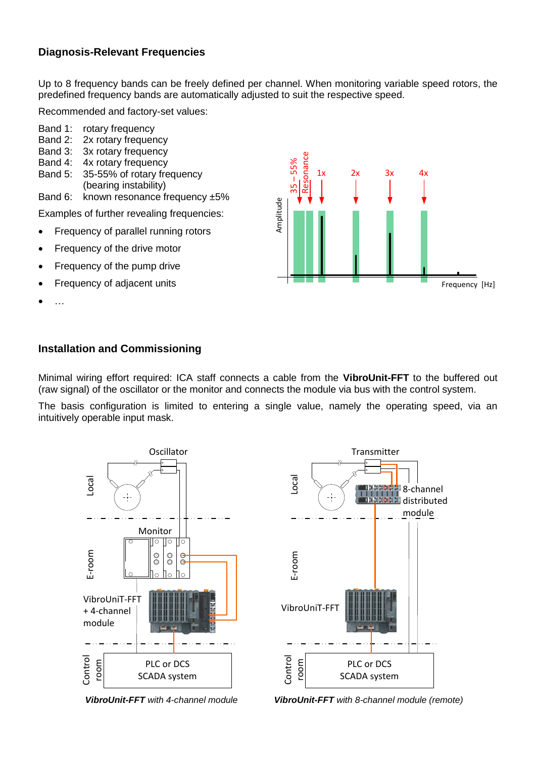### Diagnosis-Relevant Frequencies

Up to 8 frequency bands can be freely defined per channel. When monitoring variable speed rotors, the predefined frequency bands are automatically adjusted to suit the respective speed.

Recommended and factory-set values:

Band 1: rotary frequency
Band 2: 2x rotary frequency
Band 3: 3x rotary frequency
Band 4: 4x rotary frequency
Band 5: 35-55% of rotary frequency (bearing instability)
Band 6: known resonance frequency ±5%

Examples of further revealing frequencies:

- Frequency of parallel running rotors
- Frequency of the drive motor
- Frequency of the pump drive
- Frequency of adjacent units
- …

### Installation and Commissioning

Minimal wiring effort required: ICA staff connects a cable from the **VibroUnit-FFT** to the buffered out (raw signal) of the oscillator or the monitor and connects the module via bus with the control system.

The basis configuration is limited to entering a single value, namely the operating speed, via an intuitively operable input mask.

***VibroUnit-FFT** with 4-channel module*

***VibroUnit-FFT** with 8-channel module (remote)*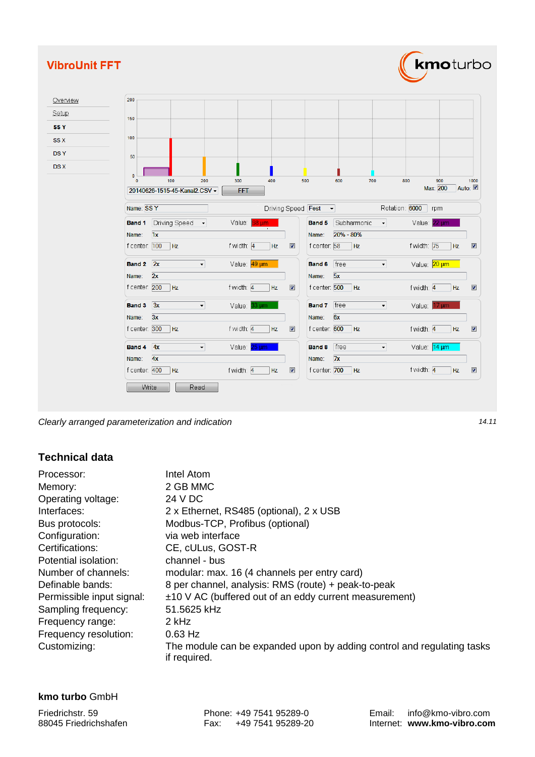VibroUnit FFT

*Clearly arranged parameterization and indication*

14.11

## Technical data

| | |
|---|---|
| Processor: | Intel Atom |
| Memory: | 2 GB MMC |
| Operating voltage: | 24 V DC |
| Interfaces: | 2 x Ethernet, RS485 (optional), 2 x USB |
| Bus protocols: | Modbus-TCP, Profibus (optional) |
| Configuration: | via web interface |
| Certifications: | CE, cULus, GOST-R |
| Potential isolation: | channel - bus |
| Number of channels: | modular: max. 16 (4 channels per entry card) |
| Definable bands: | 8 per channel, analysis: RMS (route) + peak-to-peak |
| Permissible input signal: | ±10 V AC (buffered out of an eddy current measurement) |
| Sampling frequency: | 51.5625 kHz |
| Frequency range: | 2 kHz |
| Frequency resolution: | 0.63 Hz |
| Customizing: | The module can be expanded upon by adding control and regulating tasks if required. |

**kmo turbo** GmbH

Friedrichstr. 59
88045 Friedrichshafen

Phone: +49 7541 95289-0
Fax: +49 7541 95289-20

Email: info@kmo-vibro.com
Internet: **www.kmo-vibro.com**